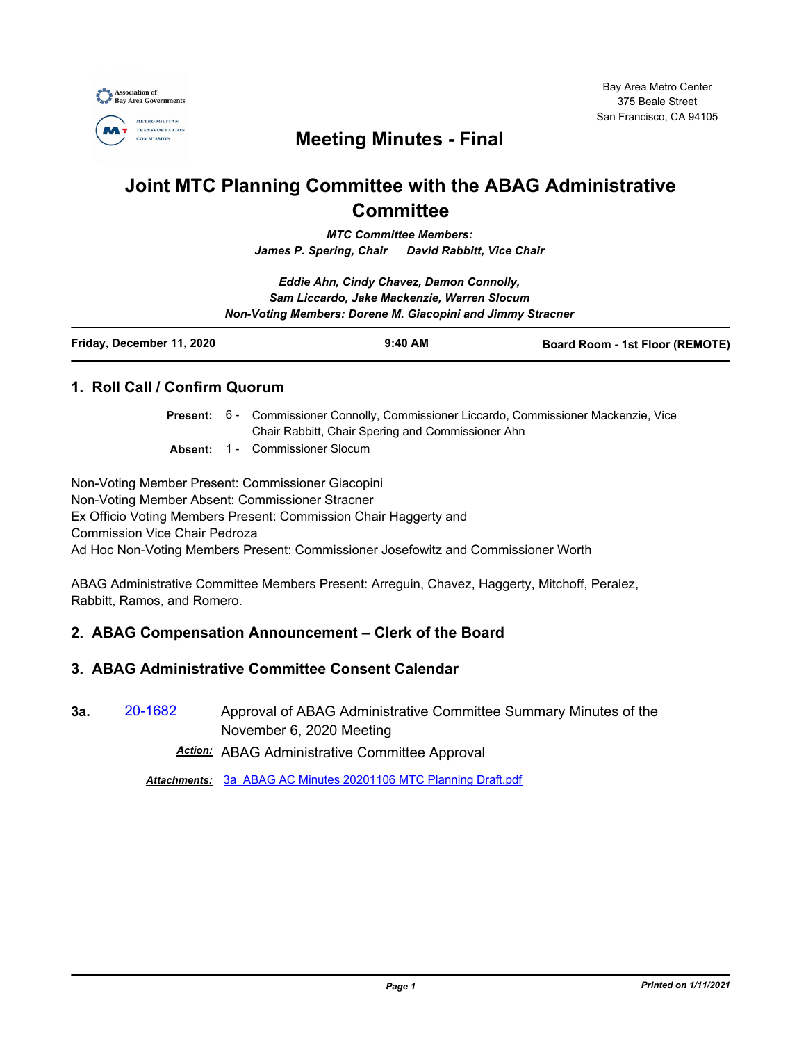Bay Area Metro Center
375 Beale Street
San Francisco, CA 94105

# Meeting Minutes - Final

# Joint MTC Planning Committee with the ABAG Administrative Committee

***MTC Committee Members:***
***James P. Spering, Chair David Rabbitt, Vice Chair***

***Eddie Ahn, Cindy Chavez, Damon Connolly,***
***Sam Liccardo, Jake Mackenzie, Warren Slocum***
***Non-Voting Members: Dorene M. Giacopini and Jimmy Stracner***

| **Friday, December 11, 2020** | **9:40 AM** | **Board Room - 1st Floor (REMOTE)** |
|---|---|---|

## 1. Roll Call / Confirm Quorum

**Present:** 6 - Commissioner Connolly, Commissioner Liccardo, Commissioner Mackenzie, Vice Chair Rabbitt, Chair Spering and Commissioner Ahn

**Absent:** 1 - Commissioner Slocum

Non-Voting Member Present: Commissioner Giacopini
Non-Voting Member Absent: Commissioner Stracner
Ex Officio Voting Members Present: Commission Chair Haggerty and Commission Vice Chair Pedroza
Ad Hoc Non-Voting Members Present: Commissioner Josefowitz and Commissioner Worth

ABAG Administrative Committee Members Present: Arreguin, Chavez, Haggerty, Mitchoff, Peralez, Rabbitt, Ramos, and Romero.

## 2. ABAG Compensation Announcement – Clerk of the Board

## 3. ABAG Administrative Committee Consent Calendar

**3a.** 20-1682 Approval of ABAG Administrative Committee Summary Minutes of the November 6, 2020 Meeting

***Action:*** ABAG Administrative Committee Approval

***Attachments:*** 3a_ABAG AC Minutes 20201106 MTC Planning Draft.pdf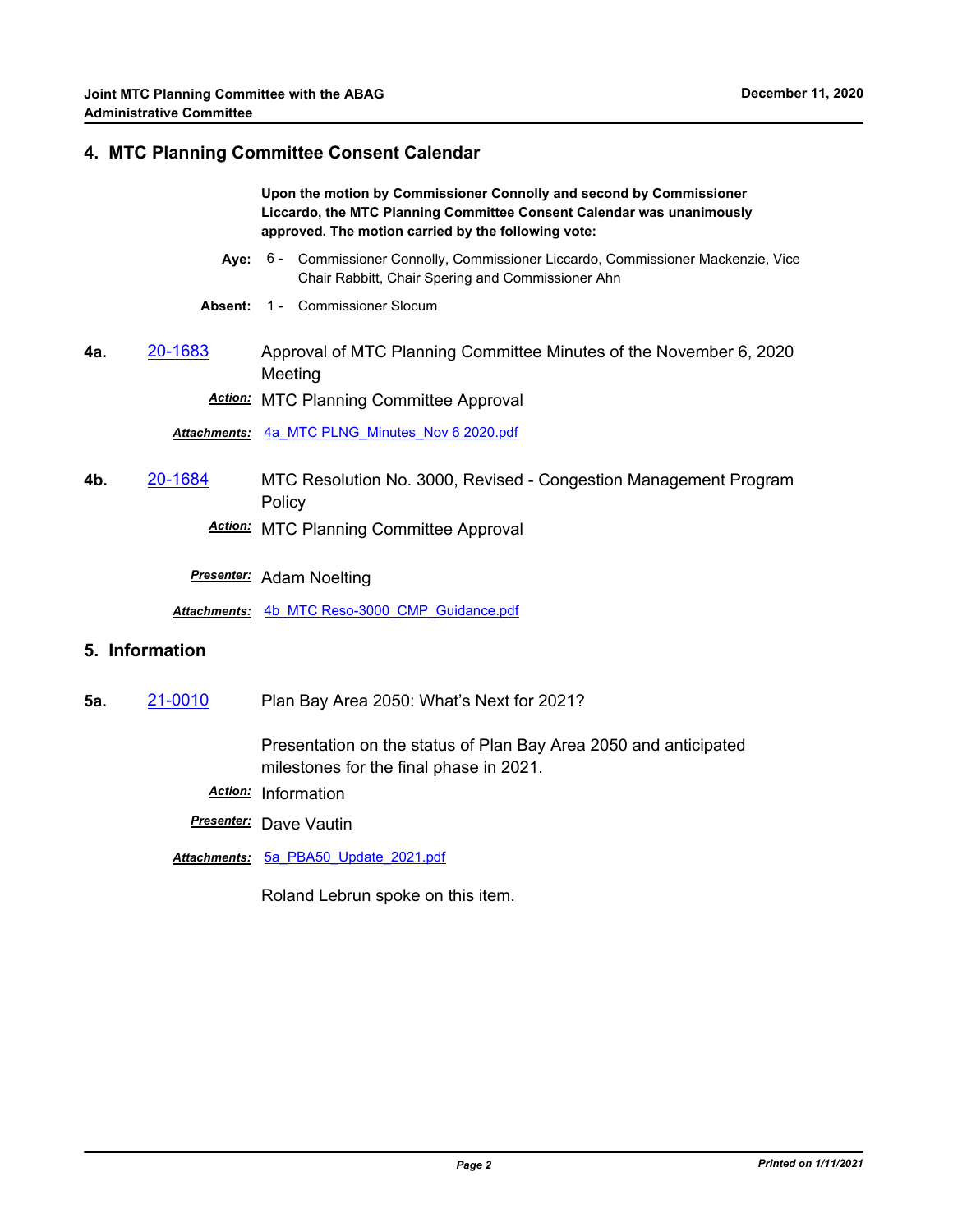## 4. MTC Planning Committee Consent Calendar

**Upon the motion by Commissioner Connolly and second by Commissioner Liccardo, the MTC Planning Committee Consent Calendar was unanimously approved. The motion carried by the following vote:**

**Aye:** 6 - Commissioner Connolly, Commissioner Liccardo, Commissioner Mackenzie, Vice Chair Rabbitt, Chair Spering and Commissioner Ahn

**Absent:** 1 - Commissioner Slocum

**4a.** 20-1683 Approval of MTC Planning Committee Minutes of the November 6, 2020 Meeting

***Action:*** MTC Planning Committee Approval

***Attachments:*** 4a_MTC PLNG_Minutes_Nov 6 2020.pdf

**4b.** 20-1684 MTC Resolution No. 3000, Revised - Congestion Management Program Policy

***Action:*** MTC Planning Committee Approval

***Presenter:*** Adam Noelting

***Attachments:*** 4b_MTC Reso-3000_CMP_Guidance.pdf

## 5. Information

**5a.** 21-0010 Plan Bay Area 2050: What's Next for 2021?

Presentation on the status of Plan Bay Area 2050 and anticipated milestones for the final phase in 2021.

***Action:*** Information

***Presenter:*** Dave Vautin

***Attachments:*** 5a_PBA50_Update_2021.pdf

Roland Lebrun spoke on this item.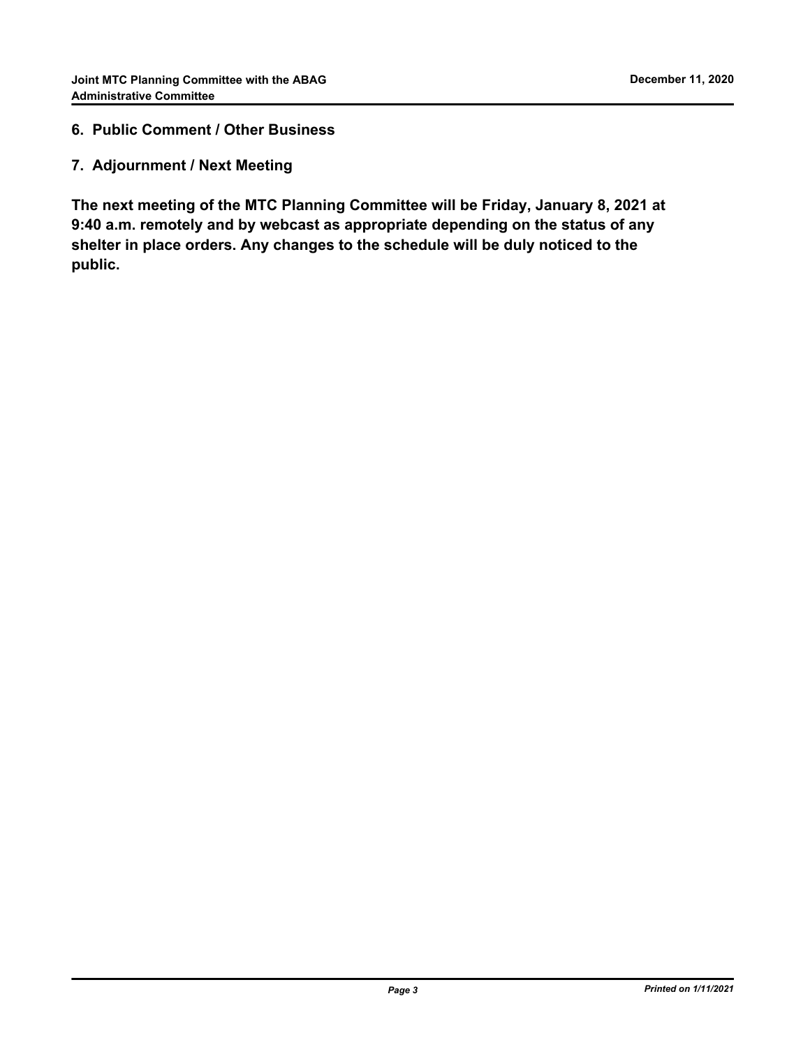## 6. Public Comment / Other Business

## 7. Adjournment / Next Meeting

**The next meeting of the MTC Planning Committee will be Friday, January 8, 2021 at 9:40 a.m. remotely and by webcast as appropriate depending on the status of any shelter in place orders. Any changes to the schedule will be duly noticed to the public.**